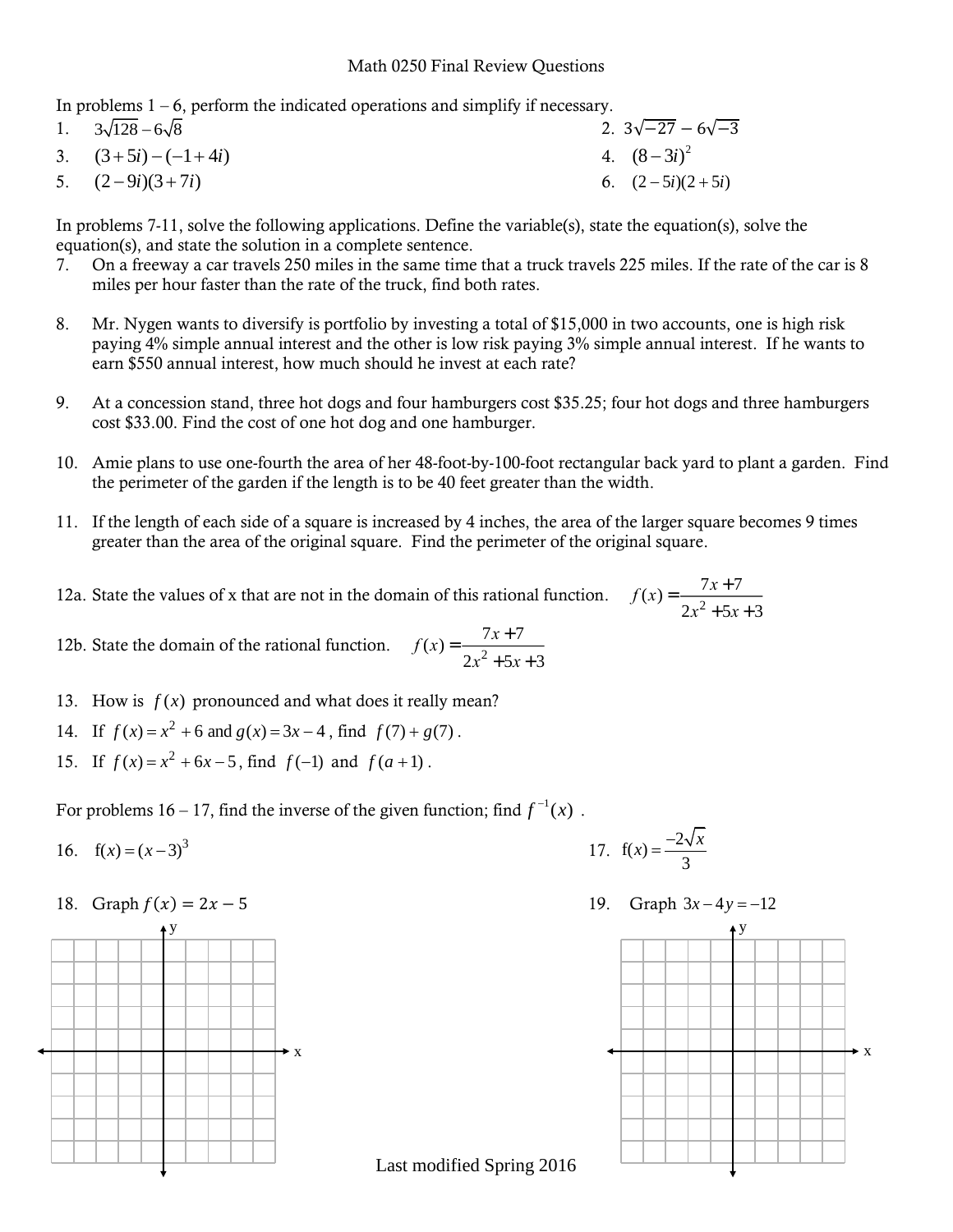Math 0250 Final Review Questions

In problems 1 – 6, perform the indicated operations and simplify if necessary.

1. $3\sqrt{128} - 6\sqrt{8}$
2. $3\sqrt{-27} - 6\sqrt{-3}$
3. $(3+5i)-(-1+4i)$
4. $(8-3i)^2$
5. $(2-9i)(3+7i)$
6. $(2-5i)(2+5i)$

In problems 7-11, solve the following applications. Define the variable(s), state the equation(s), solve the equation(s), and state the solution in a complete sentence.

7. On a freeway a car travels 250 miles in the same time that a truck travels 225 miles. If the rate of the car is 8 miles per hour faster than the rate of the truck, find both rates.

8. Mr. Nygen wants to diversify is portfolio by investing a total of $15,000 in two accounts, one is high risk paying 4% simple annual interest and the other is low risk paying 3% simple annual interest. If he wants to earn $550 annual interest, how much should he invest at each rate?

9. At a concession stand, three hot dogs and four hamburgers cost $35.25; four hot dogs and three hamburgers cost $33.00. Find the cost of one hot dog and one hamburger.

10. Amie plans to use one-fourth the area of her 48-foot-by-100-foot rectangular back yard to plant a garden. Find the perimeter of the garden if the length is to be 40 feet greater than the width.

11. If the length of each side of a square is increased by 4 inches, the area of the larger square becomes 9 times greater than the area of the original square. Find the perimeter of the original square.

12a. State the values of x that are not in the domain of this rational function. $f(x) = \dfrac{7x+7}{2x^2+5x+3}$

12b. State the domain of the rational function. $f(x) = \dfrac{7x+7}{2x^2+5x+3}$

13. How is $f(x)$ pronounced and what does it really mean?

14. If $f(x) = x^2 + 6$ and $g(x) = 3x - 4$, find $f(7) + g(7)$.

15. If $f(x) = x^2 + 6x - 5$, find $f(-1)$ and $f(a+1)$.

For problems 16 – 17, find the inverse of the given function; find $f^{-1}(x)$.

16. $f(x) = (x-3)^3$

17. $f(x) = \dfrac{-2\sqrt{x}}{3}$

18. Graph $f(x) = 2x - 5$

19. Graph $3x - 4y = -12$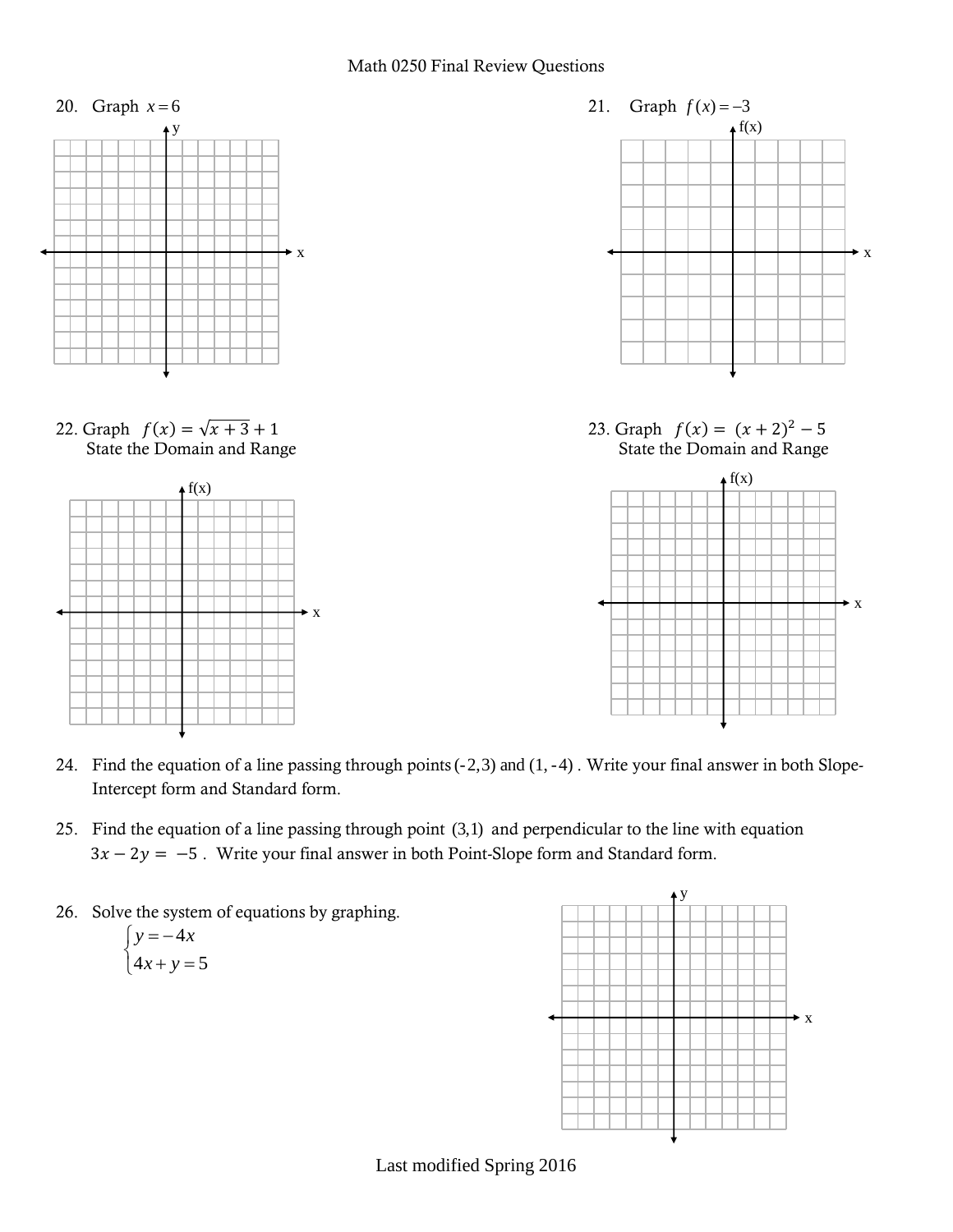Math 0250 Final Review Questions

20. Graph $x = 6$

21. Graph $f(x) = -3$

22. Graph $f(x) = \sqrt{x+3} + 1$
    State the Domain and Range

23. Graph $f(x) = (x+2)^2 - 5$
    State the Domain and Range

24. Find the equation of a line passing through points $(-2,3)$ and $(1,-4)$. Write your final answer in both Slope-Intercept form and Standard form.

25. Find the equation of a line passing through point $(3,1)$ and perpendicular to the line with equation $3x - 2y = -5$. Write your final answer in both Point-Slope form and Standard form.

26. Solve the system of equations by graphing.

$$\begin{cases} y = -4x \\ 4x + y = 5 \end{cases}$$

Last modified Spring 2016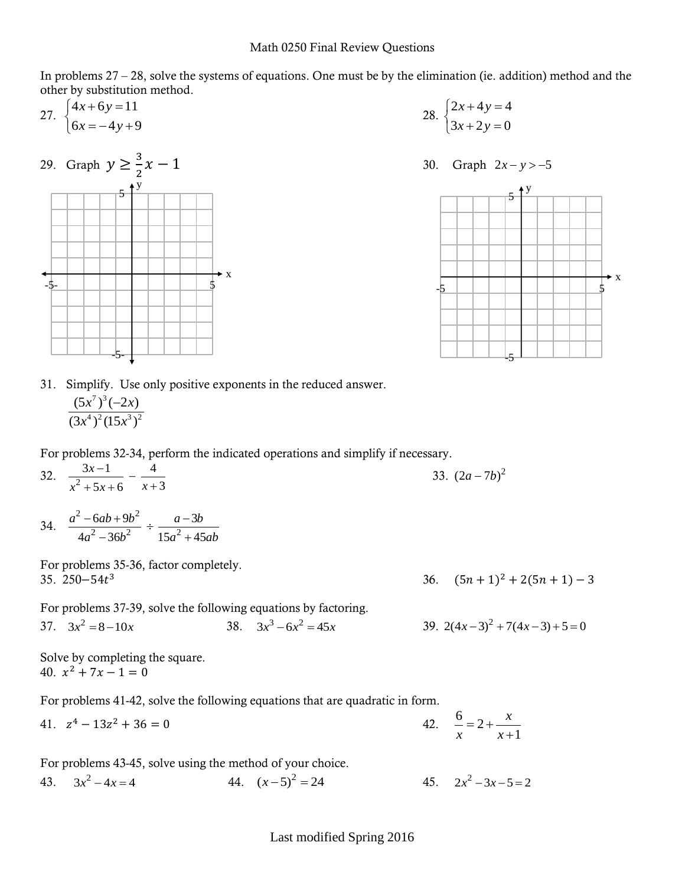Math 0250 Final Review Questions

In problems 27 – 28, solve the systems of equations. One must be by the elimination (ie. addition) method and the other by substitution method.

27. $\begin{cases} 4x+6y=11 \\ 6x=-4y+9 \end{cases}$

28. $\begin{cases} 2x+4y=4 \\ 3x+2y=0 \end{cases}$

29. Graph $y \geq \frac{3}{2}x - 1$

30. Graph $2x - y > -5$

31. Simplify. Use only positive exponents in the reduced answer.

$$\frac{(5x^7)^3(-2x)}{(3x^4)^2(15x^3)^2}$$

For problems 32-34, perform the indicated operations and simplify if necessary.

32. $\dfrac{3x-1}{x^2+5x+6} - \dfrac{4}{x+3}$

33. $(2a-7b)^2$

34. $\dfrac{a^2-6ab+9b^2}{4a^2-36b^2} \div \dfrac{a-3b}{15a^2+45ab}$

For problems 35-36, factor completely.

35. $250-54t^3$

36. $(5n+1)^2+2(5n+1)-3$

For problems 37-39, solve the following equations by factoring.

37. $3x^2=8-10x$

38. $3x^3-6x^2=45x$

39. $2(4x-3)^2+7(4x-3)+5=0$

Solve by completing the square.

40. $x^2+7x-1=0$

For problems 41-42, solve the following equations that are quadratic in form.

41. $z^4-13z^2+36=0$

42. $\dfrac{6}{x}=2+\dfrac{x}{x+1}$

For problems 43-45, solve using the method of your choice.

43. $3x^2-4x=4$

44. $(x-5)^2=24$

45. $2x^2-3x-5=2$

Last modified Spring 2016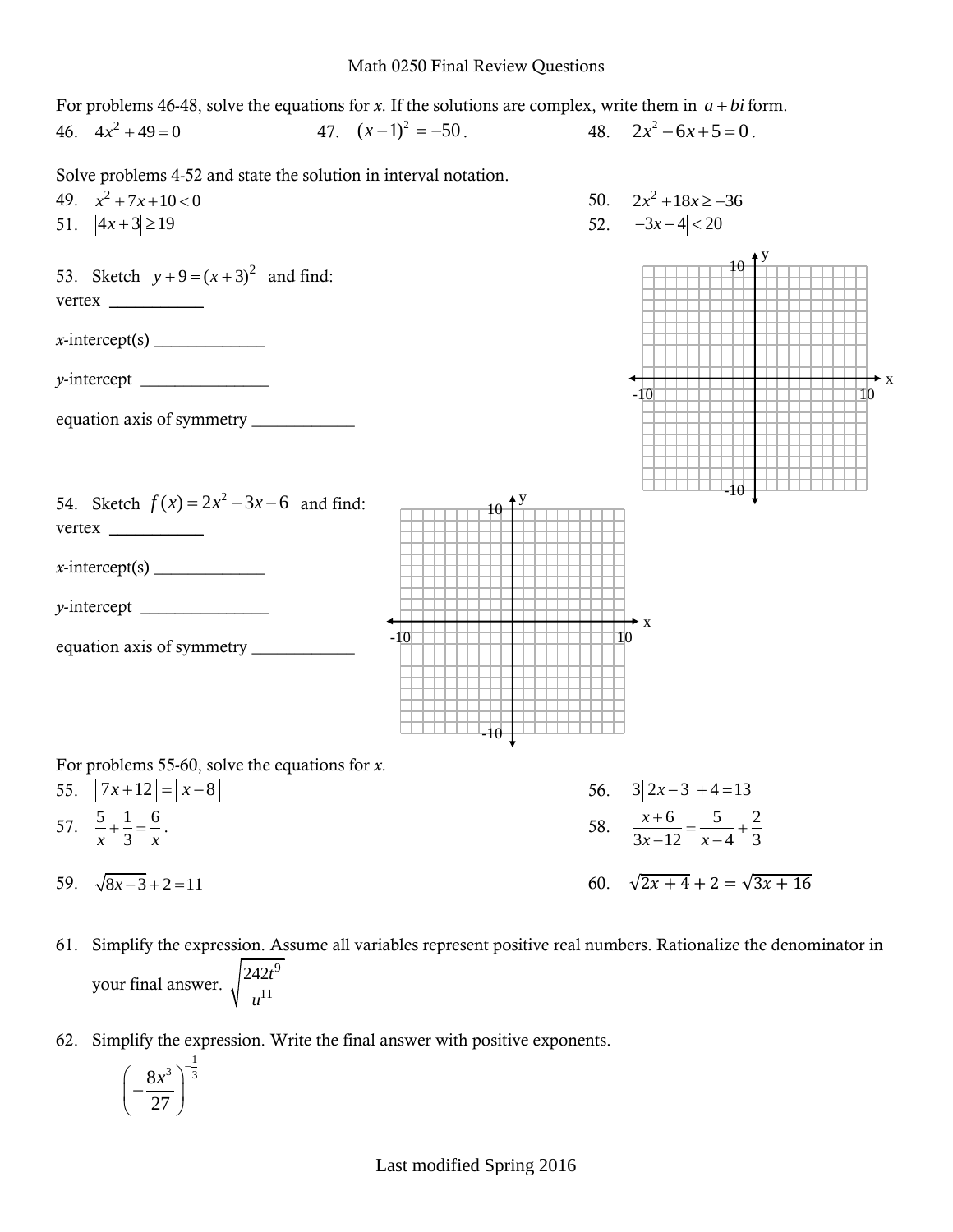Math 0250 Final Review Questions

For problems 46-48, solve the equations for *x*. If the solutions are complex, write them in $a+bi$ form.

46. $4x^2+49=0$

47. $(x-1)^2=-50$.

48. $2x^2-6x+5=0$.

Solve problems 4-52 and state the solution in interval notation.

49. $x^2+7x+10<0$

50. $2x^2+18x\geq -36$

51. $|4x+3|\geq 19$

52. $|-3x-4|<20$

53. Sketch $y+9=(x+3)^2$ and find:

vertex ___________

*x*-intercept(s) _____________

*y*-intercept _______________

equation axis of symmetry ____________

54. Sketch $f(x)=2x^2-3x-6$ and find:

vertex ___________

*x*-intercept(s) _____________

*y*-intercept _______________

equation axis of symmetry ____________

For problems 55-60, solve the equations for *x*.

55. $|7x+12|=|x-8|$

56. $3|2x-3|+4=13$

57. $\frac{5}{x}+\frac{1}{3}=\frac{6}{x}$.

58. $\frac{x+6}{3x-12}=\frac{5}{x-4}+\frac{2}{3}$

59. $\sqrt{8x-3}+2=11$

60. $\sqrt{2x+4}+2=\sqrt{3x+16}$

61. Simplify the expression. Assume all variables represent positive real numbers. Rationalize the denominator in your final answer. $\sqrt{\frac{242t^9}{u^{11}}}$

62. Simplify the expression. Write the final answer with positive exponents.

$$\left(-\frac{8x^3}{27}\right)^{-\frac{1}{3}}$$

Last modified Spring 2016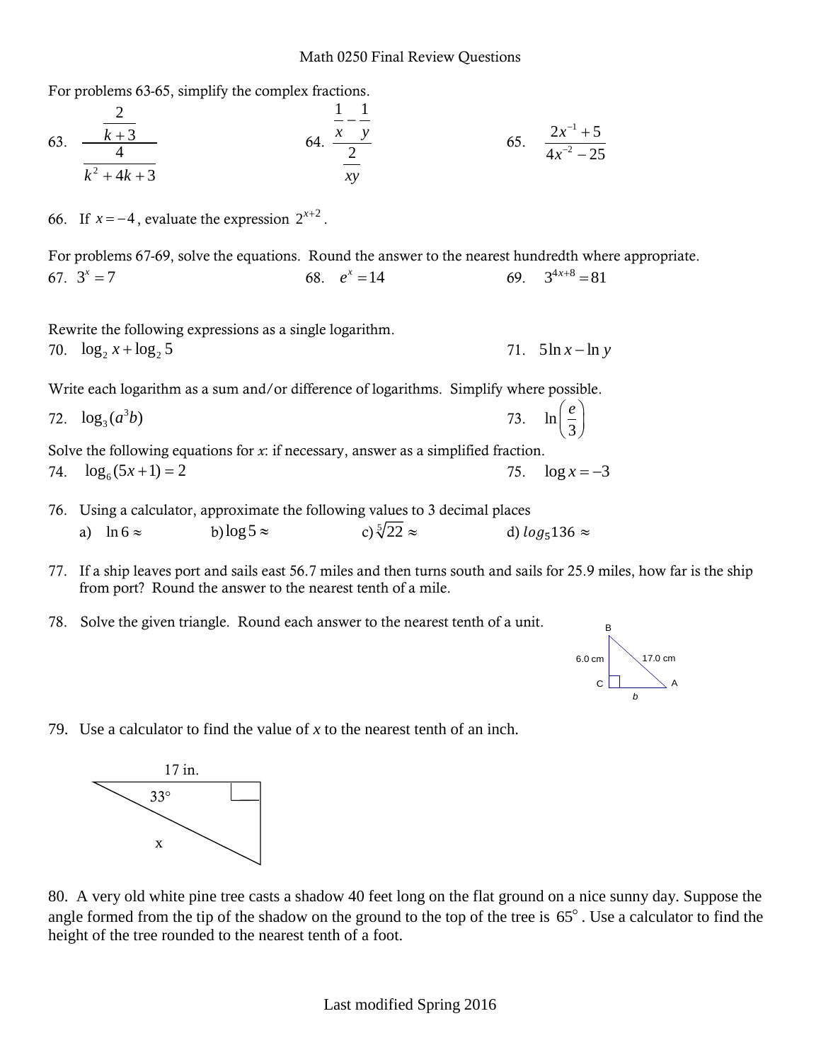Math 0250 Final Review Questions

For problems 63-65, simplify the complex fractions.

63. $\dfrac{\dfrac{2}{k+3}}{\dfrac{4}{k^2+4k+3}}$

64. $\dfrac{\dfrac{1}{x}-\dfrac{1}{y}}{\dfrac{2}{xy}}$

65. $\dfrac{2x^{-1}+5}{4x^{-2}-25}$

66. If $x=-4$, evaluate the expression $2^{x+2}$.

For problems 67-69, solve the equations. Round the answer to the nearest hundredth where appropriate.

67. $3^x = 7$

68. $e^x = 14$

69. $3^{4x+8} = 81$

Rewrite the following expressions as a single logarithm.

70. $\log_2 x + \log_2 5$

71. $5\ln x - \ln y$

Write each logarithm as a sum and/or difference of logarithms. Simplify where possible.

72. $\log_3(a^3 b)$

73. $\ln\left(\dfrac{e}{3}\right)$

Solve the following equations for *x*: if necessary, answer as a simplified fraction.

74. $\log_6(5x+1) = 2$

75. $\log x = -3$

76. Using a calculator, approximate the following values to 3 decimal places

a) $\ln 6 \approx$ b) $\log 5 \approx$ c) $\sqrt[5]{22} \approx$ d) $log_5 136 \approx$

77. If a ship leaves port and sails east 56.7 miles and then turns south and sails for 25.9 miles, how far is the ship from port? Round the answer to the nearest tenth of a mile.

78. Solve the given triangle. Round each answer to the nearest tenth of a unit.

B

6.0 cm

17.0 cm

C

A

b

79. Use a calculator to find the value of *x* to the nearest tenth of an inch.

17 in.

33°

x

80. A very old white pine tree casts a shadow 40 feet long on the flat ground on a nice sunny day. Suppose the angle formed from the tip of the shadow on the ground to the top of the tree is $65^\circ$. Use a calculator to find the height of the tree rounded to the nearest tenth of a foot.

Last modified Spring 2016